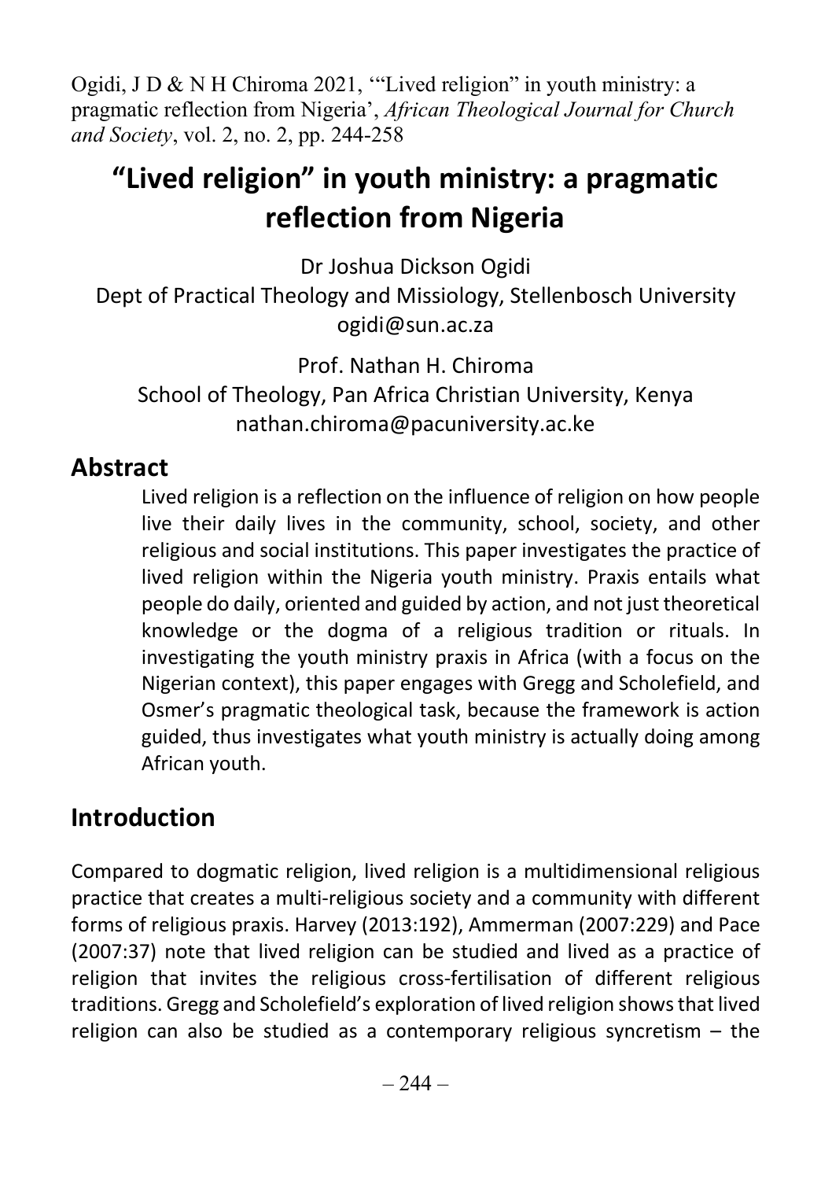Ogidi, J D & N H Chiroma 2021, '"Lived religion" in youth ministry: a pragmatic reflection from Nigeria', *African Theological Journal for Church and Society*, vol. 2, no. 2, pp. 244-258

# "Lived religion" in youth ministry: a pragmatic reflection from Nigeria

Dr Joshua Dickson Ogidi
Dept of Practical Theology and Missiology, Stellenbosch University
ogidi@sun.ac.za

Prof. Nathan H. Chiroma
School of Theology, Pan Africa Christian University, Kenya
nathan.chiroma@pacuniversity.ac.ke

## Abstract

Lived religion is a reflection on the influence of religion on how people live their daily lives in the community, school, society, and other religious and social institutions. This paper investigates the practice of lived religion within the Nigeria youth ministry. Praxis entails what people do daily, oriented and guided by action, and not just theoretical knowledge or the dogma of a religious tradition or rituals. In investigating the youth ministry praxis in Africa (with a focus on the Nigerian context), this paper engages with Gregg and Scholefield, and Osmer's pragmatic theological task, because the framework is action guided, thus investigates what youth ministry is actually doing among African youth.

## Introduction

Compared to dogmatic religion, lived religion is a multidimensional religious practice that creates a multi-religious society and a community with different forms of religious praxis. Harvey (2013:192), Ammerman (2007:229) and Pace (2007:37) note that lived religion can be studied and lived as a practice of religion that invites the religious cross-fertilisation of different religious traditions. Gregg and Scholefield's exploration of lived religion shows that lived religion can also be studied as a contemporary religious syncretism – the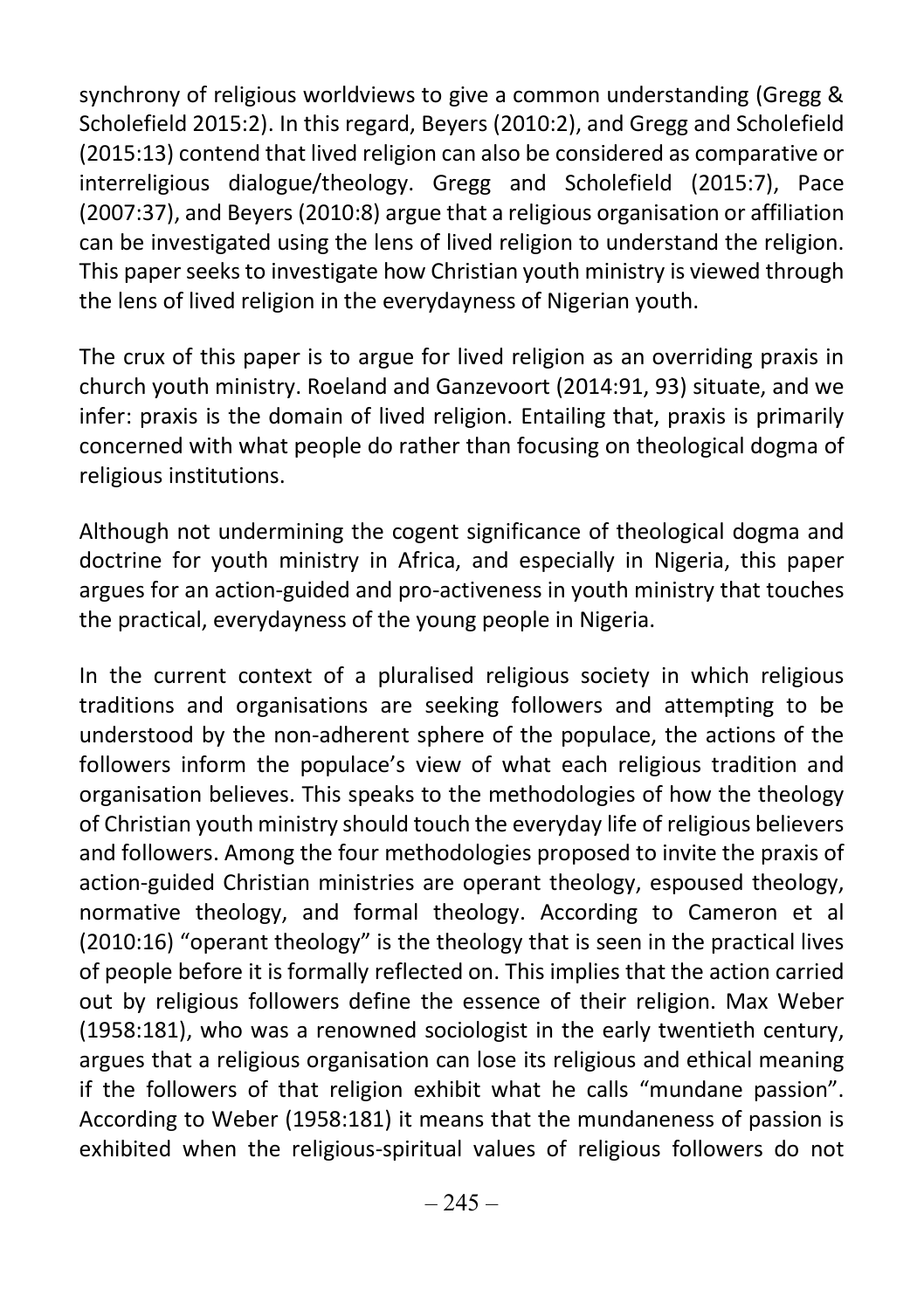synchrony of religious worldviews to give a common understanding (Gregg & Scholefield 2015:2). In this regard, Beyers (2010:2), and Gregg and Scholefield (2015:13) contend that lived religion can also be considered as comparative or interreligious dialogue/theology. Gregg and Scholefield (2015:7), Pace (2007:37), and Beyers (2010:8) argue that a religious organisation or affiliation can be investigated using the lens of lived religion to understand the religion. This paper seeks to investigate how Christian youth ministry is viewed through the lens of lived religion in the everydayness of Nigerian youth.

The crux of this paper is to argue for lived religion as an overriding praxis in church youth ministry. Roeland and Ganzevoort (2014:91, 93) situate, and we infer: praxis is the domain of lived religion. Entailing that, praxis is primarily concerned with what people do rather than focusing on theological dogma of religious institutions.

Although not undermining the cogent significance of theological dogma and doctrine for youth ministry in Africa, and especially in Nigeria, this paper argues for an action-guided and pro-activeness in youth ministry that touches the practical, everydayness of the young people in Nigeria.

In the current context of a pluralised religious society in which religious traditions and organisations are seeking followers and attempting to be understood by the non-adherent sphere of the populace, the actions of the followers inform the populace's view of what each religious tradition and organisation believes. This speaks to the methodologies of how the theology of Christian youth ministry should touch the everyday life of religious believers and followers. Among the four methodologies proposed to invite the praxis of action-guided Christian ministries are operant theology, espoused theology, normative theology, and formal theology. According to Cameron et al (2010:16) "operant theology" is the theology that is seen in the practical lives of people before it is formally reflected on. This implies that the action carried out by religious followers define the essence of their religion. Max Weber (1958:181), who was a renowned sociologist in the early twentieth century, argues that a religious organisation can lose its religious and ethical meaning if the followers of that religion exhibit what he calls "mundane passion". According to Weber (1958:181) it means that the mundaneness of passion is exhibited when the religious-spiritual values of religious followers do not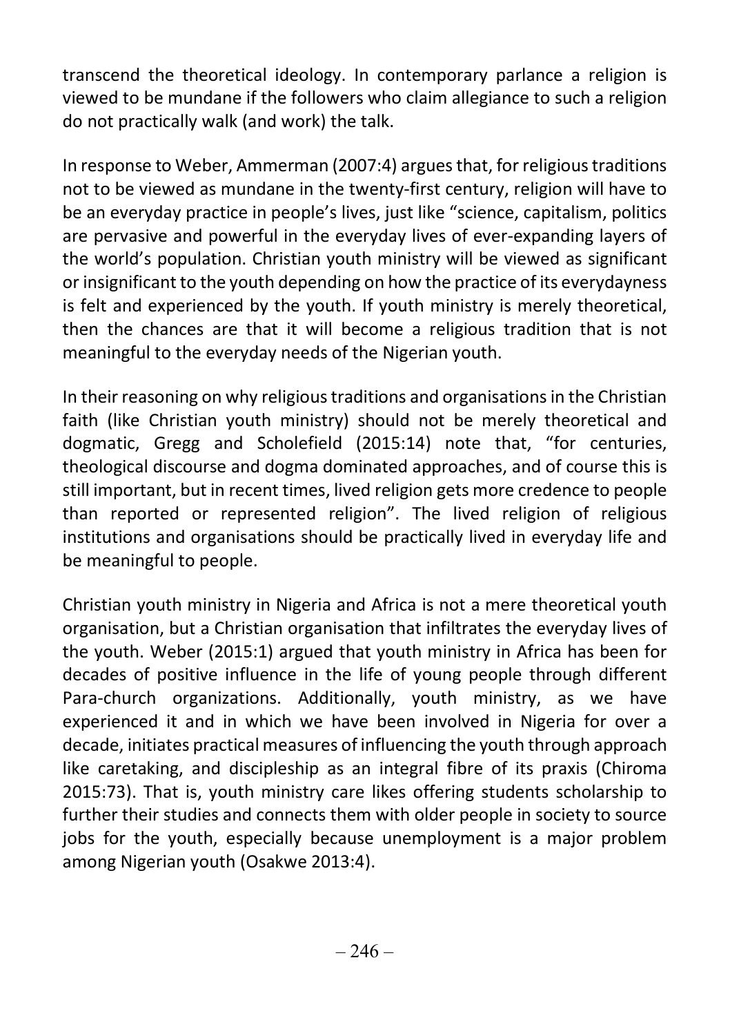transcend the theoretical ideology. In contemporary parlance a religion is viewed to be mundane if the followers who claim allegiance to such a religion do not practically walk (and work) the talk.

In response to Weber, Ammerman (2007:4) argues that, for religious traditions not to be viewed as mundane in the twenty-first century, religion will have to be an everyday practice in people's lives, just like "science, capitalism, politics are pervasive and powerful in the everyday lives of ever-expanding layers of the world's population. Christian youth ministry will be viewed as significant or insignificant to the youth depending on how the practice of its everydayness is felt and experienced by the youth. If youth ministry is merely theoretical, then the chances are that it will become a religious tradition that is not meaningful to the everyday needs of the Nigerian youth.

In their reasoning on why religious traditions and organisations in the Christian faith (like Christian youth ministry) should not be merely theoretical and dogmatic, Gregg and Scholefield (2015:14) note that, "for centuries, theological discourse and dogma dominated approaches, and of course this is still important, but in recent times, lived religion gets more credence to people than reported or represented religion". The lived religion of religious institutions and organisations should be practically lived in everyday life and be meaningful to people.

Christian youth ministry in Nigeria and Africa is not a mere theoretical youth organisation, but a Christian organisation that infiltrates the everyday lives of the youth. Weber (2015:1) argued that youth ministry in Africa has been for decades of positive influence in the life of young people through different Para-church organizations. Additionally, youth ministry, as we have experienced it and in which we have been involved in Nigeria for over a decade, initiates practical measures of influencing the youth through approach like caretaking, and discipleship as an integral fibre of its praxis (Chiroma 2015:73). That is, youth ministry care likes offering students scholarship to further their studies and connects them with older people in society to source jobs for the youth, especially because unemployment is a major problem among Nigerian youth (Osakwe 2013:4).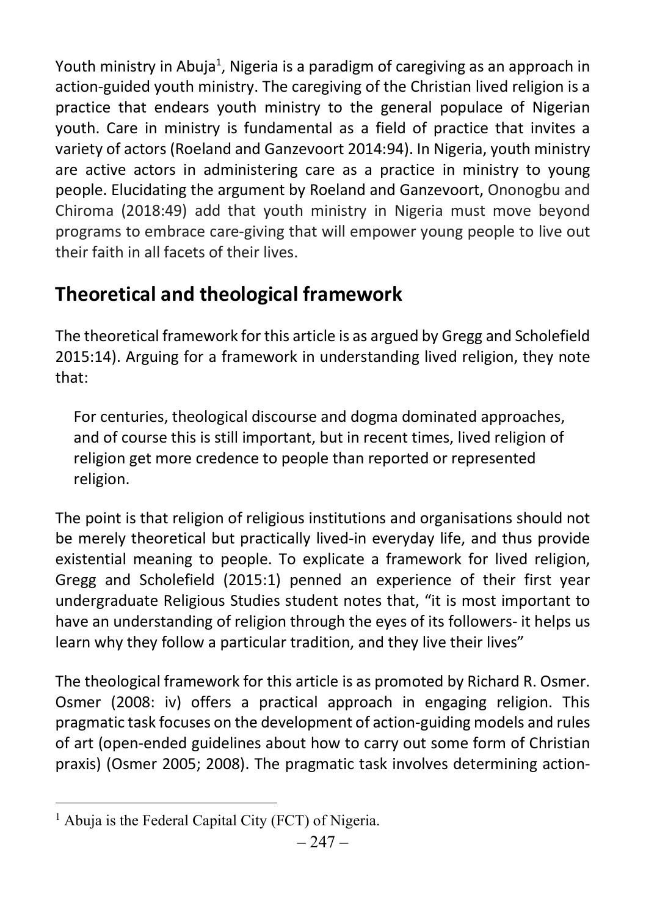Youth ministry in Abuja[1], Nigeria is a paradigm of caregiving as an approach in action-guided youth ministry. The caregiving of the Christian lived religion is a practice that endears youth ministry to the general populace of Nigerian youth. Care in ministry is fundamental as a field of practice that invites a variety of actors (Roeland and Ganzevoort 2014:94). In Nigeria, youth ministry are active actors in administering care as a practice in ministry to young people. Elucidating the argument by Roeland and Ganzevoort, Ononogbu and Chiroma (2018:49) add that youth ministry in Nigeria must move beyond programs to embrace care-giving that will empower young people to live out their faith in all facets of their lives.

## Theoretical and theological framework

The theoretical framework for this article is as argued by Gregg and Scholefield 2015:14). Arguing for a framework in understanding lived religion, they note that:

> For centuries, theological discourse and dogma dominated approaches, and of course this is still important, but in recent times, lived religion of religion get more credence to people than reported or represented religion.

The point is that religion of religious institutions and organisations should not be merely theoretical but practically lived-in everyday life, and thus provide existential meaning to people. To explicate a framework for lived religion, Gregg and Scholefield (2015:1) penned an experience of their first year undergraduate Religious Studies student notes that, "it is most important to have an understanding of religion through the eyes of its followers- it helps us learn why they follow a particular tradition, and they live their lives"

The theological framework for this article is as promoted by Richard R. Osmer. Osmer (2008: iv) offers a practical approach in engaging religion. This pragmatic task focuses on the development of action-guiding models and rules of art (open-ended guidelines about how to carry out some form of Christian praxis) (Osmer 2005; 2008). The pragmatic task involves determining action-

[1] Abuja is the Federal Capital City (FCT) of Nigeria.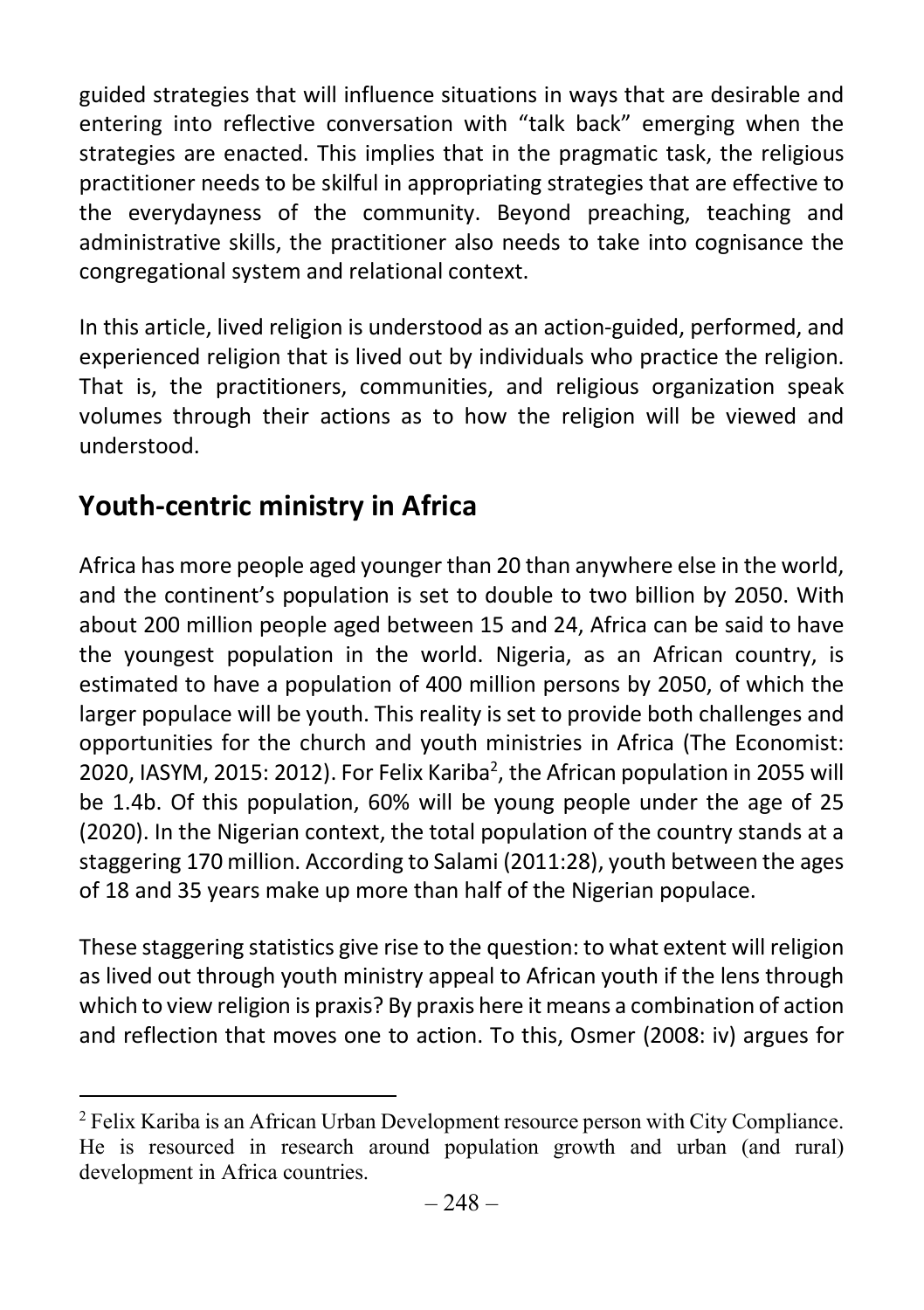guided strategies that will influence situations in ways that are desirable and entering into reflective conversation with "talk back" emerging when the strategies are enacted. This implies that in the pragmatic task, the religious practitioner needs to be skilful in appropriating strategies that are effective to the everydayness of the community. Beyond preaching, teaching and administrative skills, the practitioner also needs to take into cognisance the congregational system and relational context.

In this article, lived religion is understood as an action-guided, performed, and experienced religion that is lived out by individuals who practice the religion. That is, the practitioners, communities, and religious organization speak volumes through their actions as to how the religion will be viewed and understood.

## Youth-centric ministry in Africa

Africa has more people aged younger than 20 than anywhere else in the world, and the continent's population is set to double to two billion by 2050. With about 200 million people aged between 15 and 24, Africa can be said to have the youngest population in the world. Nigeria, as an African country, is estimated to have a population of 400 million persons by 2050, of which the larger populace will be youth. This reality is set to provide both challenges and opportunities for the church and youth ministries in Africa (The Economist: 2020, IASYM, 2015: 2012). For Felix Kariba[2], the African population in 2055 will be 1.4b. Of this population, 60% will be young people under the age of 25 (2020). In the Nigerian context, the total population of the country stands at a staggering 170 million. According to Salami (2011:28), youth between the ages of 18 and 35 years make up more than half of the Nigerian populace.

These staggering statistics give rise to the question: to what extent will religion as lived out through youth ministry appeal to African youth if the lens through which to view religion is praxis? By praxis here it means a combination of action and reflection that moves one to action. To this, Osmer (2008: iv) argues for

[2] Felix Kariba is an African Urban Development resource person with City Compliance. He is resourced in research around population growth and urban (and rural) development in Africa countries.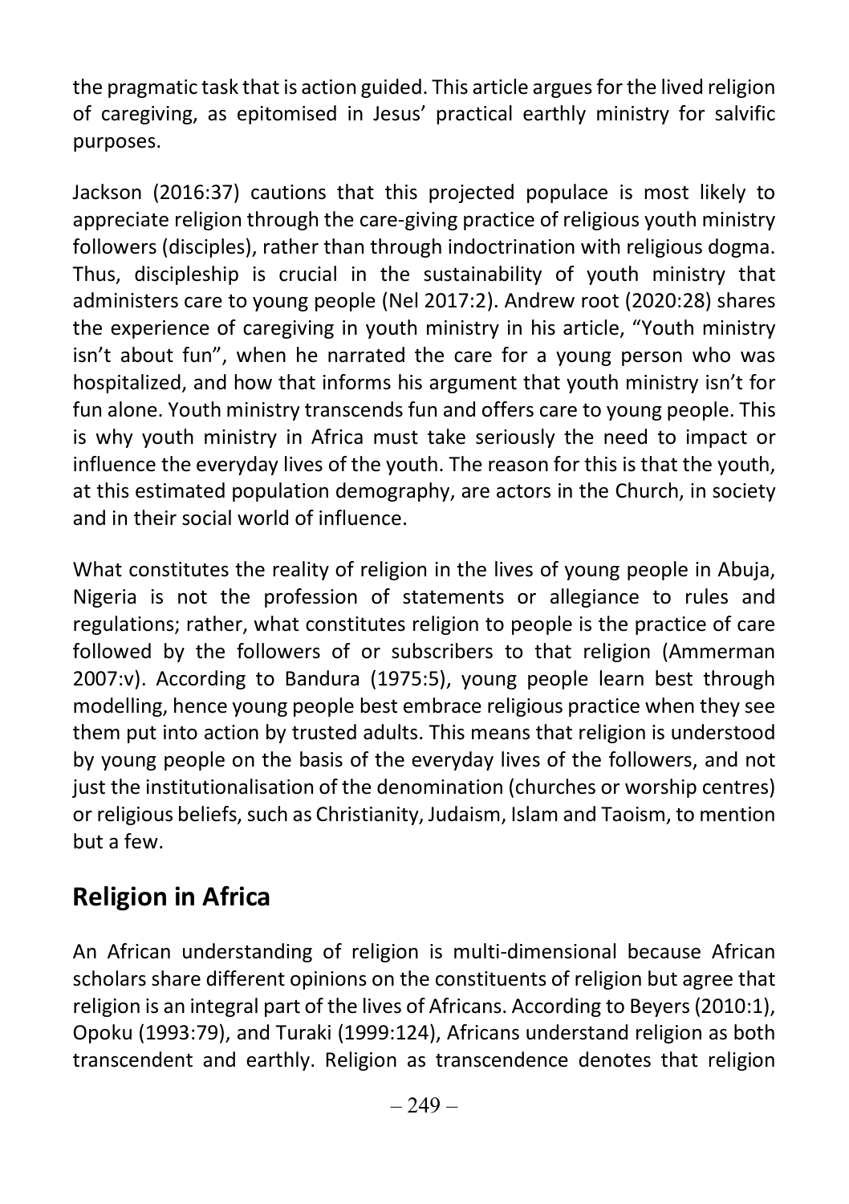the pragmatic task that is action guided. This article argues for the lived religion of caregiving, as epitomised in Jesus' practical earthly ministry for salvific purposes.

Jackson (2016:37) cautions that this projected populace is most likely to appreciate religion through the care-giving practice of religious youth ministry followers (disciples), rather than through indoctrination with religious dogma. Thus, discipleship is crucial in the sustainability of youth ministry that administers care to young people (Nel 2017:2). Andrew root (2020:28) shares the experience of caregiving in youth ministry in his article, "Youth ministry isn't about fun", when he narrated the care for a young person who was hospitalized, and how that informs his argument that youth ministry isn't for fun alone. Youth ministry transcends fun and offers care to young people. This is why youth ministry in Africa must take seriously the need to impact or influence the everyday lives of the youth. The reason for this is that the youth, at this estimated population demography, are actors in the Church, in society and in their social world of influence.

What constitutes the reality of religion in the lives of young people in Abuja, Nigeria is not the profession of statements or allegiance to rules and regulations; rather, what constitutes religion to people is the practice of care followed by the followers of or subscribers to that religion (Ammerman 2007:v). According to Bandura (1975:5), young people learn best through modelling, hence young people best embrace religious practice when they see them put into action by trusted adults. This means that religion is understood by young people on the basis of the everyday lives of the followers, and not just the institutionalisation of the denomination (churches or worship centres) or religious beliefs, such as Christianity, Judaism, Islam and Taoism, to mention but a few.

## Religion in Africa

An African understanding of religion is multi-dimensional because African scholars share different opinions on the constituents of religion but agree that religion is an integral part of the lives of Africans. According to Beyers (2010:1), Opoku (1993:79), and Turaki (1999:124), Africans understand religion as both transcendent and earthly. Religion as transcendence denotes that religion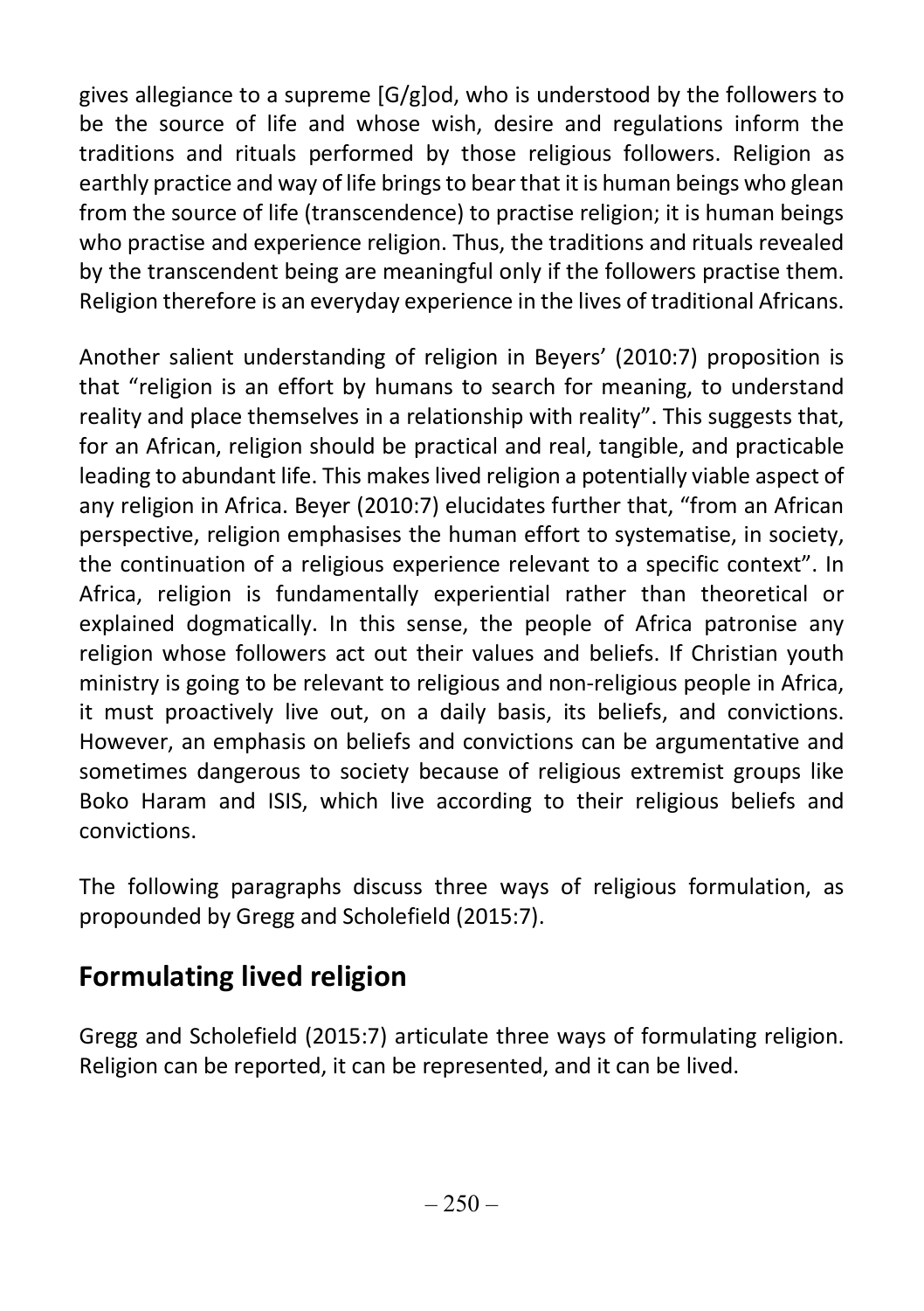gives allegiance to a supreme [G/g]od, who is understood by the followers to be the source of life and whose wish, desire and regulations inform the traditions and rituals performed by those religious followers. Religion as earthly practice and way of life brings to bear that it is human beings who glean from the source of life (transcendence) to practise religion; it is human beings who practise and experience religion. Thus, the traditions and rituals revealed by the transcendent being are meaningful only if the followers practise them. Religion therefore is an everyday experience in the lives of traditional Africans.

Another salient understanding of religion in Beyers' (2010:7) proposition is that "religion is an effort by humans to search for meaning, to understand reality and place themselves in a relationship with reality". This suggests that, for an African, religion should be practical and real, tangible, and practicable leading to abundant life. This makes lived religion a potentially viable aspect of any religion in Africa. Beyer (2010:7) elucidates further that, "from an African perspective, religion emphasises the human effort to systematise, in society, the continuation of a religious experience relevant to a specific context". In Africa, religion is fundamentally experiential rather than theoretical or explained dogmatically. In this sense, the people of Africa patronise any religion whose followers act out their values and beliefs. If Christian youth ministry is going to be relevant to religious and non-religious people in Africa, it must proactively live out, on a daily basis, its beliefs, and convictions. However, an emphasis on beliefs and convictions can be argumentative and sometimes dangerous to society because of religious extremist groups like Boko Haram and ISIS, which live according to their religious beliefs and convictions.

The following paragraphs discuss three ways of religious formulation, as propounded by Gregg and Scholefield (2015:7).

## Formulating lived religion

Gregg and Scholefield (2015:7) articulate three ways of formulating religion. Religion can be reported, it can be represented, and it can be lived.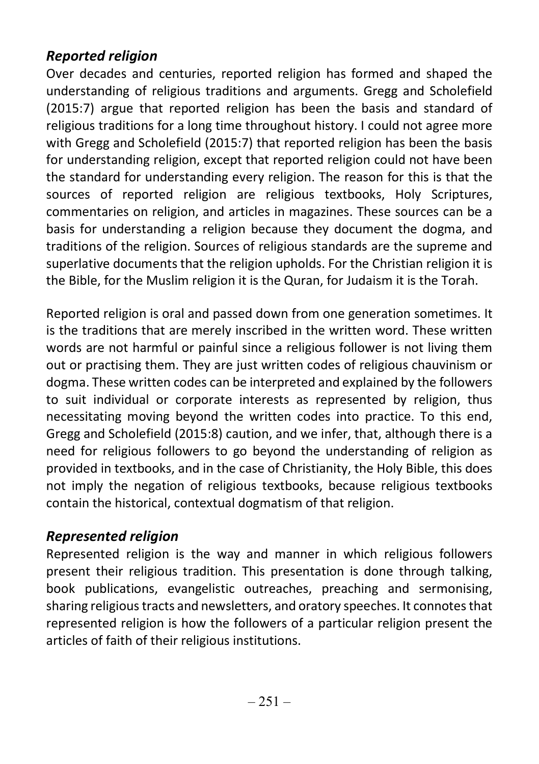### *Reported religion*

Over decades and centuries, reported religion has formed and shaped the understanding of religious traditions and arguments. Gregg and Scholefield (2015:7) argue that reported religion has been the basis and standard of religious traditions for a long time throughout history. I could not agree more with Gregg and Scholefield (2015:7) that reported religion has been the basis for understanding religion, except that reported religion could not have been the standard for understanding every religion. The reason for this is that the sources of reported religion are religious textbooks, Holy Scriptures, commentaries on religion, and articles in magazines. These sources can be a basis for understanding a religion because they document the dogma, and traditions of the religion. Sources of religious standards are the supreme and superlative documents that the religion upholds. For the Christian religion it is the Bible, for the Muslim religion it is the Quran, for Judaism it is the Torah.

Reported religion is oral and passed down from one generation sometimes. It is the traditions that are merely inscribed in the written word. These written words are not harmful or painful since a religious follower is not living them out or practising them. They are just written codes of religious chauvinism or dogma. These written codes can be interpreted and explained by the followers to suit individual or corporate interests as represented by religion, thus necessitating moving beyond the written codes into practice. To this end, Gregg and Scholefield (2015:8) caution, and we infer, that, although there is a need for religious followers to go beyond the understanding of religion as provided in textbooks, and in the case of Christianity, the Holy Bible, this does not imply the negation of religious textbooks, because religious textbooks contain the historical, contextual dogmatism of that religion.

### *Represented religion*

Represented religion is the way and manner in which religious followers present their religious tradition. This presentation is done through talking, book publications, evangelistic outreaches, preaching and sermonising, sharing religious tracts and newsletters, and oratory speeches. It connotes that represented religion is how the followers of a particular religion present the articles of faith of their religious institutions.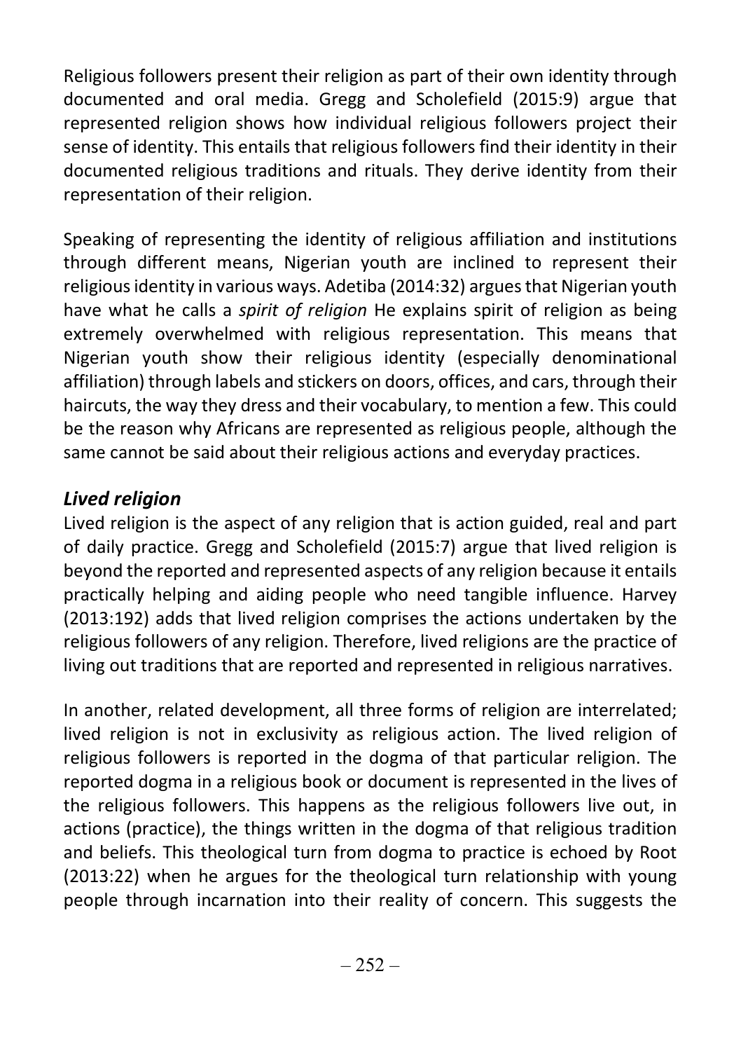Religious followers present their religion as part of their own identity through documented and oral media. Gregg and Scholefield (2015:9) argue that represented religion shows how individual religious followers project their sense of identity. This entails that religious followers find their identity in their documented religious traditions and rituals. They derive identity from their representation of their religion.

Speaking of representing the identity of religious affiliation and institutions through different means, Nigerian youth are inclined to represent their religious identity in various ways. Adetiba (2014:32) argues that Nigerian youth have what he calls a *spirit of religion* He explains spirit of religion as being extremely overwhelmed with religious representation. This means that Nigerian youth show their religious identity (especially denominational affiliation) through labels and stickers on doors, offices, and cars, through their haircuts, the way they dress and their vocabulary, to mention a few. This could be the reason why Africans are represented as religious people, although the same cannot be said about their religious actions and everyday practices.

### *Lived religion*

Lived religion is the aspect of any religion that is action guided, real and part of daily practice. Gregg and Scholefield (2015:7) argue that lived religion is beyond the reported and represented aspects of any religion because it entails practically helping and aiding people who need tangible influence. Harvey (2013:192) adds that lived religion comprises the actions undertaken by the religious followers of any religion. Therefore, lived religions are the practice of living out traditions that are reported and represented in religious narratives.

In another, related development, all three forms of religion are interrelated; lived religion is not in exclusivity as religious action. The lived religion of religious followers is reported in the dogma of that particular religion. The reported dogma in a religious book or document is represented in the lives of the religious followers. This happens as the religious followers live out, in actions (practice), the things written in the dogma of that religious tradition and beliefs. This theological turn from dogma to practice is echoed by Root (2013:22) when he argues for the theological turn relationship with young people through incarnation into their reality of concern. This suggests the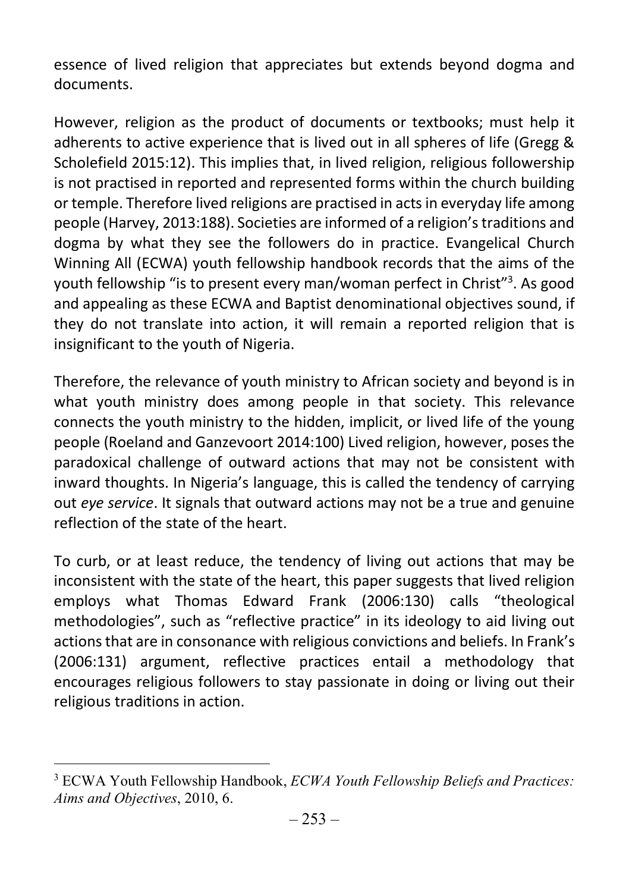essence of lived religion that appreciates but extends beyond dogma and documents.

However, religion as the product of documents or textbooks; must help it adherents to active experience that is lived out in all spheres of life (Gregg & Scholefield 2015:12). This implies that, in lived religion, religious followership is not practised in reported and represented forms within the church building or temple. Therefore lived religions are practised in acts in everyday life among people (Harvey, 2013:188). Societies are informed of a religion's traditions and dogma by what they see the followers do in practice. Evangelical Church Winning All (ECWA) youth fellowship handbook records that the aims of the youth fellowship "is to present every man/woman perfect in Christ"[3]. As good and appealing as these ECWA and Baptist denominational objectives sound, if they do not translate into action, it will remain a reported religion that is insignificant to the youth of Nigeria.

Therefore, the relevance of youth ministry to African society and beyond is in what youth ministry does among people in that society. This relevance connects the youth ministry to the hidden, implicit, or lived life of the young people (Roeland and Ganzevoort 2014:100) Lived religion, however, poses the paradoxical challenge of outward actions that may not be consistent with inward thoughts. In Nigeria's language, this is called the tendency of carrying out *eye service*. It signals that outward actions may not be a true and genuine reflection of the state of the heart.

To curb, or at least reduce, the tendency of living out actions that may be inconsistent with the state of the heart, this paper suggests that lived religion employs what Thomas Edward Frank (2006:130) calls "theological methodologies", such as "reflective practice" in its ideology to aid living out actions that are in consonance with religious convictions and beliefs. In Frank's (2006:131) argument, reflective practices entail a methodology that encourages religious followers to stay passionate in doing or living out their religious traditions in action.

---

[3] ECWA Youth Fellowship Handbook, *ECWA Youth Fellowship Beliefs and Practices: Aims and Objectives*, 2010, 6.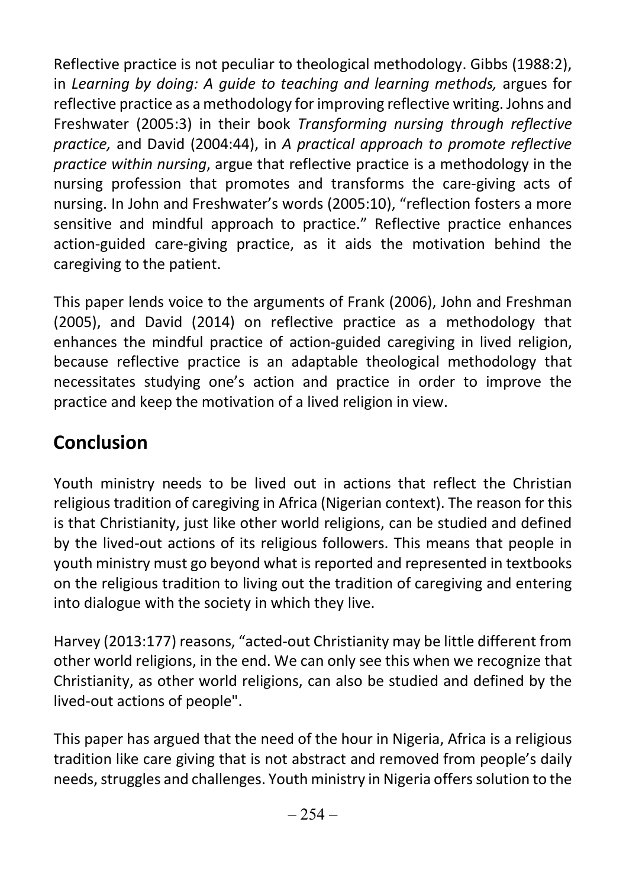Reflective practice is not peculiar to theological methodology. Gibbs (1988:2), in *Learning by doing: A guide to teaching and learning methods,* argues for reflective practice as a methodology for improving reflective writing. Johns and Freshwater (2005:3) in their book *Transforming nursing through reflective practice,* and David (2004:44), in *A practical approach to promote reflective practice within nursing*, argue that reflective practice is a methodology in the nursing profession that promotes and transforms the care-giving acts of nursing. In John and Freshwater's words (2005:10), "reflection fosters a more sensitive and mindful approach to practice." Reflective practice enhances action-guided care-giving practice, as it aids the motivation behind the caregiving to the patient.

This paper lends voice to the arguments of Frank (2006), John and Freshman (2005), and David (2014) on reflective practice as a methodology that enhances the mindful practice of action-guided caregiving in lived religion, because reflective practice is an adaptable theological methodology that necessitates studying one's action and practice in order to improve the practice and keep the motivation of a lived religion in view.

## Conclusion

Youth ministry needs to be lived out in actions that reflect the Christian religious tradition of caregiving in Africa (Nigerian context). The reason for this is that Christianity, just like other world religions, can be studied and defined by the lived-out actions of its religious followers. This means that people in youth ministry must go beyond what is reported and represented in textbooks on the religious tradition to living out the tradition of caregiving and entering into dialogue with the society in which they live.

Harvey (2013:177) reasons, "acted-out Christianity may be little different from other world religions, in the end. We can only see this when we recognize that Christianity, as other world religions, can also be studied and defined by the lived-out actions of people".

This paper has argued that the need of the hour in Nigeria, Africa is a religious tradition like care giving that is not abstract and removed from people's daily needs, struggles and challenges. Youth ministry in Nigeria offers solution to the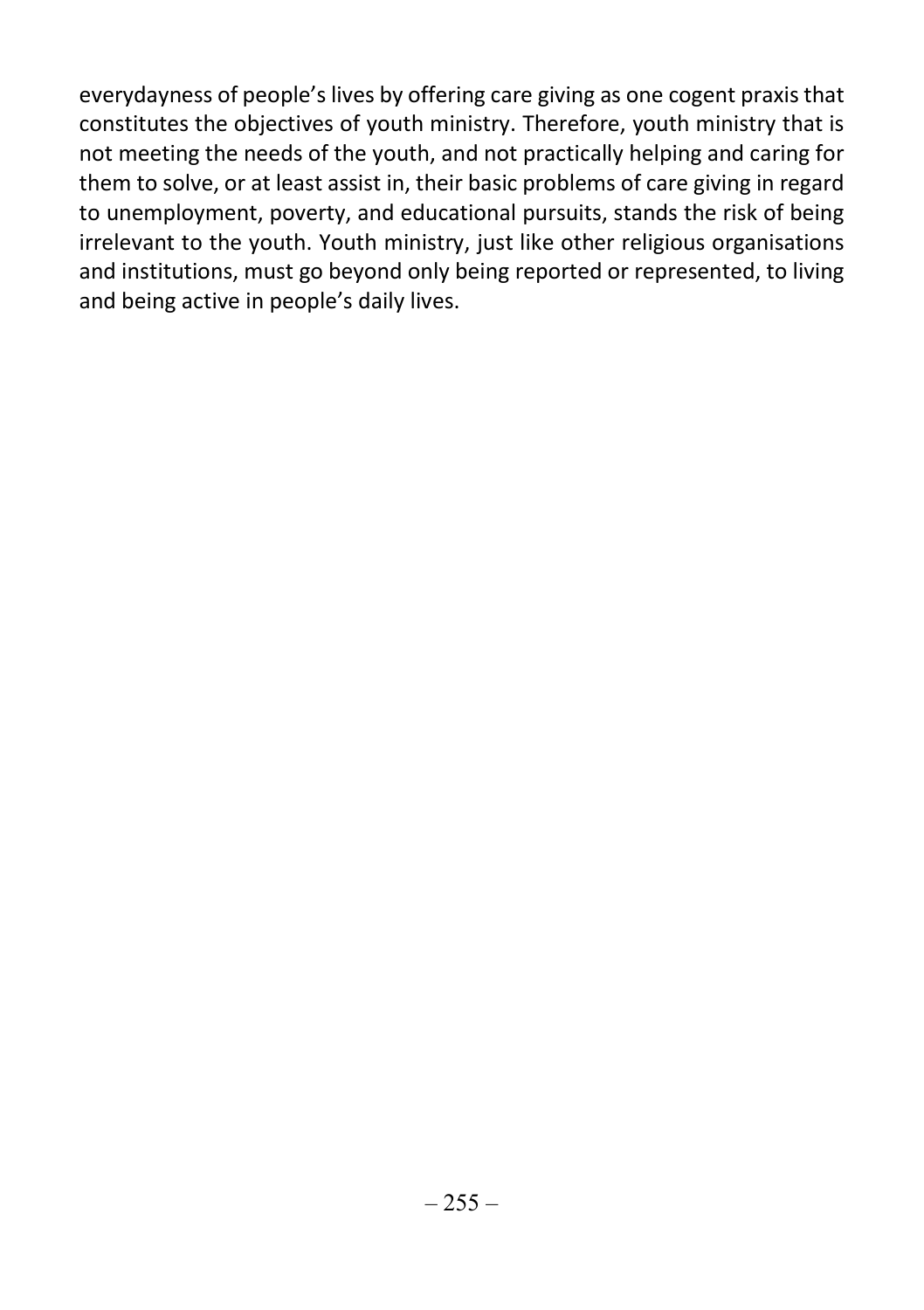everydayness of people's lives by offering care giving as one cogent praxis that constitutes the objectives of youth ministry. Therefore, youth ministry that is not meeting the needs of the youth, and not practically helping and caring for them to solve, or at least assist in, their basic problems of care giving in regard to unemployment, poverty, and educational pursuits, stands the risk of being irrelevant to the youth. Youth ministry, just like other religious organisations and institutions, must go beyond only being reported or represented, to living and being active in people's daily lives.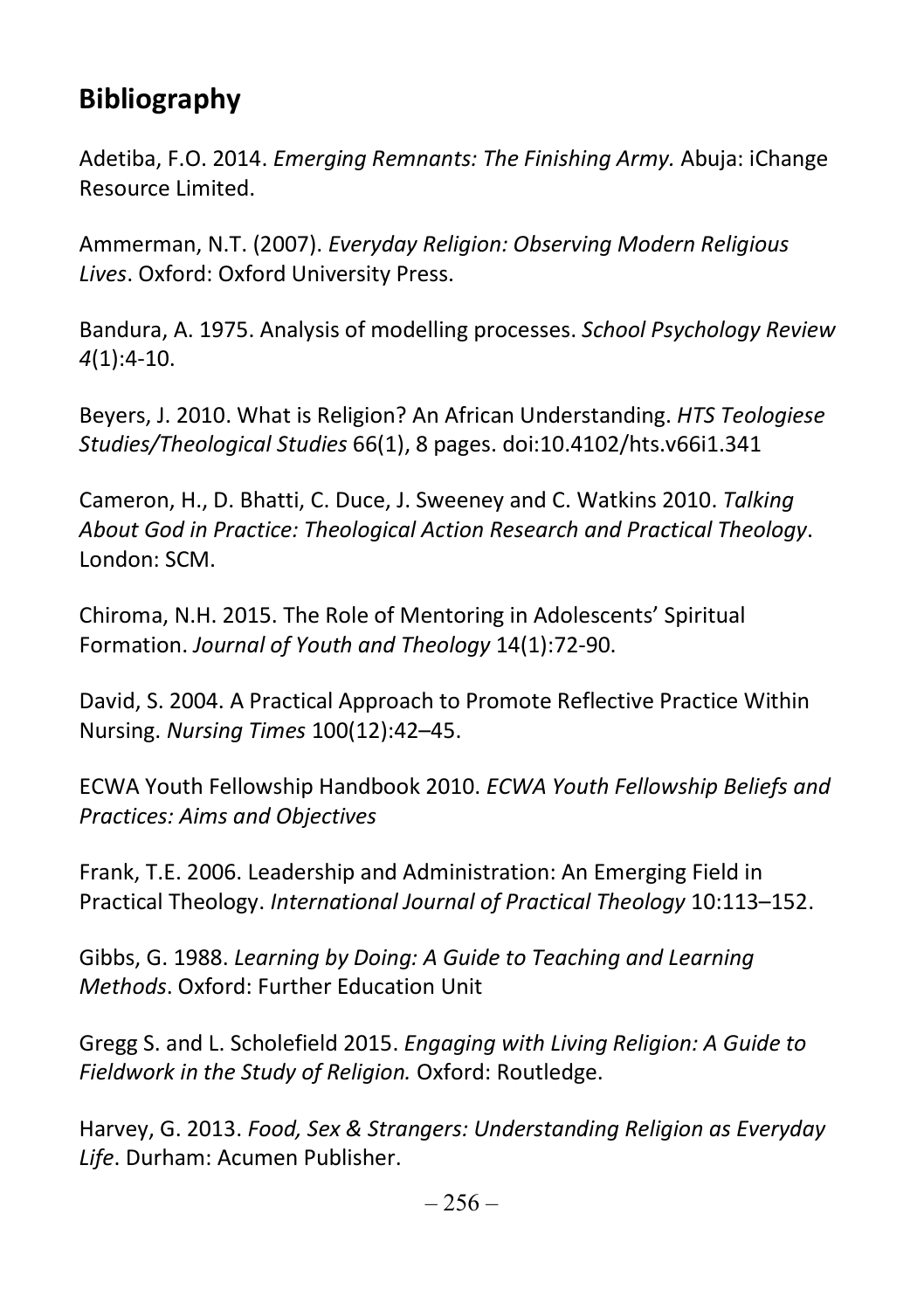## Bibliography

Adetiba, F.O. 2014. *Emerging Remnants: The Finishing Army.* Abuja: iChange Resource Limited.

Ammerman, N.T. (2007). *Everyday Religion: Observing Modern Religious Lives*. Oxford: Oxford University Press.

Bandura, A. 1975. Analysis of modelling processes. *School Psychology Review 4*(1):4-10.

Beyers, J. 2010. What is Religion? An African Understanding. *HTS Teologiese Studies/Theological Studies* 66(1), 8 pages. doi:10.4102/hts.v66i1.341

Cameron, H., D. Bhatti, C. Duce, J. Sweeney and C. Watkins 2010. *Talking About God in Practice: Theological Action Research and Practical Theology*. London: SCM.

Chiroma, N.H. 2015. The Role of Mentoring in Adolescents' Spiritual Formation. *Journal of Youth and Theology* 14(1):72-90.

David, S. 2004. A Practical Approach to Promote Reflective Practice Within Nursing. *Nursing Times* 100(12):42–45.

ECWA Youth Fellowship Handbook 2010. *ECWA Youth Fellowship Beliefs and Practices: Aims and Objectives*

Frank, T.E. 2006. Leadership and Administration: An Emerging Field in Practical Theology. *International Journal of Practical Theology* 10:113–152.

Gibbs, G. 1988. *Learning by Doing: A Guide to Teaching and Learning Methods*. Oxford: Further Education Unit

Gregg S. and L. Scholefield 2015. *Engaging with Living Religion: A Guide to Fieldwork in the Study of Religion.* Oxford: Routledge.

Harvey, G. 2013. *Food, Sex & Strangers: Understanding Religion as Everyday Life*. Durham: Acumen Publisher.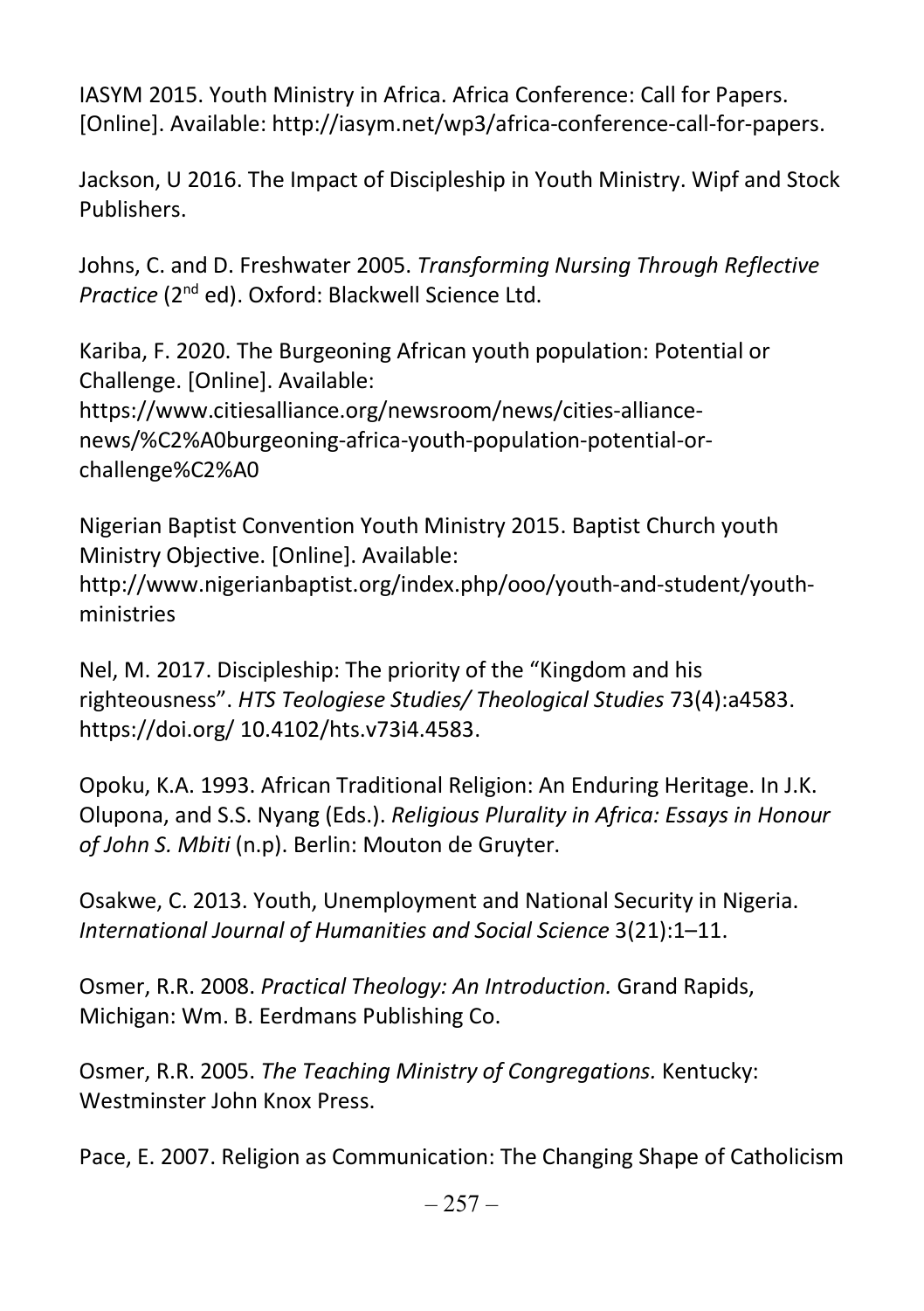IASYM 2015. Youth Ministry in Africa. Africa Conference: Call for Papers. [Online]. Available: http://iasym.net/wp3/africa-conference-call-for-papers.

Jackson, U 2016. The Impact of Discipleship in Youth Ministry. Wipf and Stock Publishers.

Johns, C. and D. Freshwater 2005. *Transforming Nursing Through Reflective Practice* (2nd ed). Oxford: Blackwell Science Ltd.

Kariba, F. 2020. The Burgeoning African youth population: Potential or Challenge. [Online]. Available: https://www.citiesalliance.org/newsroom/news/cities-alliance-news/%C2%A0burgeoning-africa-youth-population-potential-or-challenge%C2%A0

Nigerian Baptist Convention Youth Ministry 2015. Baptist Church youth Ministry Objective. [Online]. Available: http://www.nigerianbaptist.org/index.php/ooo/youth-and-student/youth-ministries

Nel, M. 2017. Discipleship: The priority of the "Kingdom and his righteousness". *HTS Teologiese Studies/ Theological Studies* 73(4):a4583. https://doi.org/ 10.4102/hts.v73i4.4583.

Opoku, K.A. 1993. African Traditional Religion: An Enduring Heritage. In J.K. Olupona, and S.S. Nyang (Eds.). *Religious Plurality in Africa: Essays in Honour of John S. Mbiti* (n.p). Berlin: Mouton de Gruyter.

Osakwe, C. 2013. Youth, Unemployment and National Security in Nigeria. *International Journal of Humanities and Social Science* 3(21):1–11.

Osmer, R.R. 2008. *Practical Theology: An Introduction.* Grand Rapids, Michigan: Wm. B. Eerdmans Publishing Co.

Osmer, R.R. 2005. *The Teaching Ministry of Congregations.* Kentucky: Westminster John Knox Press.

Pace, E. 2007. Religion as Communication: The Changing Shape of Catholicism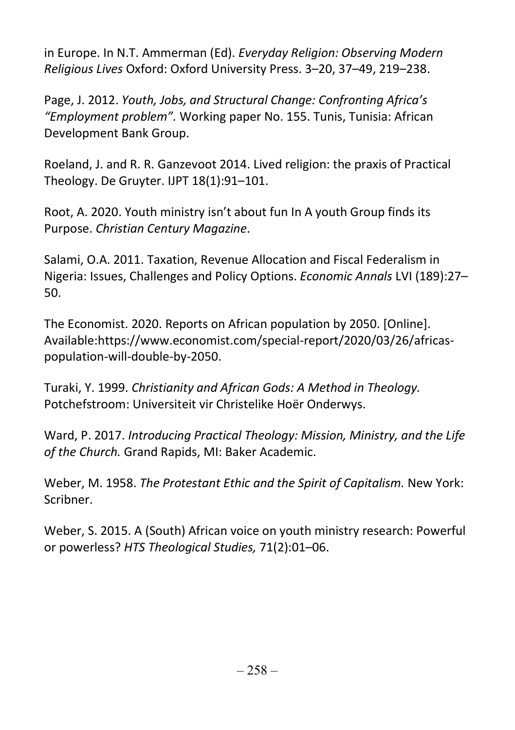in Europe. In N.T. Ammerman (Ed). *Everyday Religion: Observing Modern Religious Lives* Oxford: Oxford University Press. 3–20, 37–49, 219–238.

Page, J. 2012. *Youth, Jobs, and Structural Change: Confronting Africa's "Employment problem".* Working paper No. 155. Tunis, Tunisia: African Development Bank Group.

Roeland, J. and R. R. Ganzevoot 2014. Lived religion: the praxis of Practical Theology. De Gruyter. IJPT 18(1):91–101.

Root, A. 2020. Youth ministry isn't about fun In A youth Group finds its Purpose. *Christian Century Magazine*.

Salami, O.A. 2011. Taxation, Revenue Allocation and Fiscal Federalism in Nigeria: Issues, Challenges and Policy Options. *Economic Annals* LVI (189):27–50.

The Economist. 2020. Reports on African population by 2050. [Online]. Available:https://www.economist.com/special-report/2020/03/26/africas-population-will-double-by-2050.

Turaki, Y. 1999. *Christianity and African Gods: A Method in Theology.* Potchefstroom: Universiteit vir Christelike Hoër Onderwys.

Ward, P. 2017. *Introducing Practical Theology: Mission, Ministry, and the Life of the Church.* Grand Rapids, MI: Baker Academic.

Weber, M. 1958. *The Protestant Ethic and the Spirit of Capitalism.* New York: Scribner.

Weber, S. 2015. A (South) African voice on youth ministry research: Powerful or powerless? *HTS Theological Studies,* 71(2):01–06.